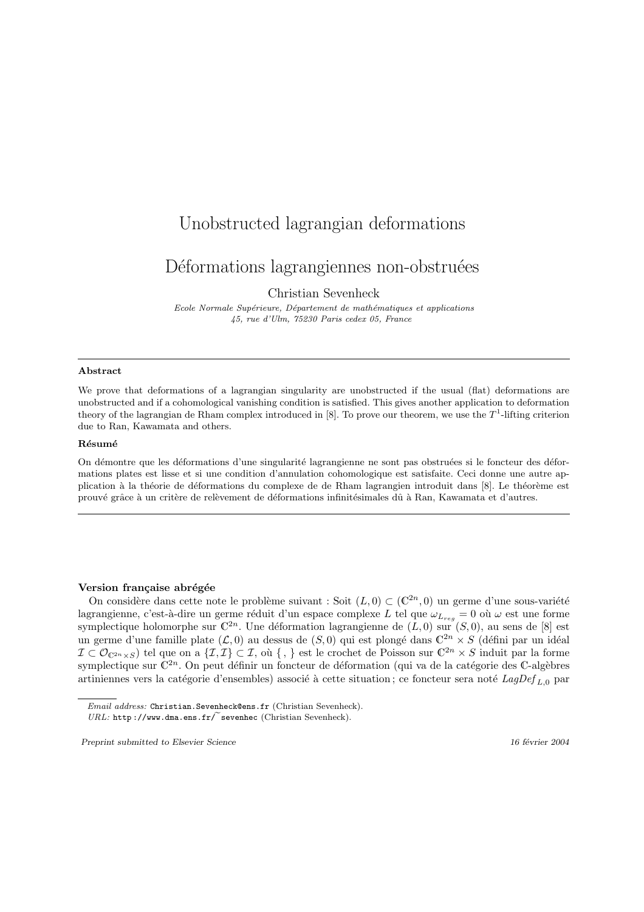# Unobstructed lagrangian deformations

# Déformations lagrangiennes non-obstruées

Christian Sevenheck

*Ecole Normale Supérieure, Département de mathématiques et applications*
*45, rue d'Ulm, 75230 Paris cedex 05, France*

---

### Abstract

We prove that deformations of a lagrangian singularity are unobstructed if the usual (flat) deformations are unobstructed and if a cohomological vanishing condition is satisfied. This gives another application to deformation theory of the lagrangian de Rham complex introduced in [8]. To prove our theorem, we use the $T^1$-lifting criterion due to Ran, Kawamata and others.

### Résumé

On démontre que les déformations d'une singularité lagrangienne ne sont pas obstruées si le foncteur des déformations plates est lisse et si une condition d'annulation cohomologique est satisfaite. Ceci donne une autre application à la théorie de déformations du complexe de de Rham lagrangien introduit dans [8]. Le théorème est prouvé grâce à un critère de relèvement de déformations infinitésimales dû à Ran, Kawamata et d'autres.

---

### Version française abrégée

On considère dans cette note le problème suivant : Soit $(L,0) \subset (\mathbb{C}^{2n},0)$ un germe d'une sous-variété lagrangienne, c'est-à-dire un germe réduit d'un espace complexe $L$ tel que $\omega_{L_{reg}} = 0$ où $\omega$ est une forme symplectique holomorphe sur $\mathbb{C}^{2n}$. Une déformation lagrangienne de $(L,0)$ sur $(S,0)$, au sens de [8] est un germe d'une famille plate $(\mathcal{L},0)$ au dessus de $(S,0)$ qui est plongé dans $\mathbb{C}^{2n} \times S$ (défini par un idéal $\mathcal{I} \subset \mathcal{O}_{\mathbb{C}^{2n} \times S}$) tel que on a $\{\mathcal{I},\mathcal{I}\} \subset \mathcal{I}$, où $\{\,,\}$ est le crochet de Poisson sur $\mathbb{C}^{2n} \times S$ induit par la forme symplectique sur $\mathbb{C}^{2n}$. On peut définir un foncteur de déformation (qui va de la catégorie des $\mathbb{C}$-algèbres artiniennes vers la catégorie d'ensembles) associé à cette situation ; ce foncteur sera noté $LagDef_{L,0}$ par

---

*Email address:* Christian.Sevenheck@ens.fr (Christian Sevenheck).
*URL:* http://www.dma.ens.fr/~sevenhec (Christian Sevenheck).

Preprint submitted to Elsevier Science — 16 février 2004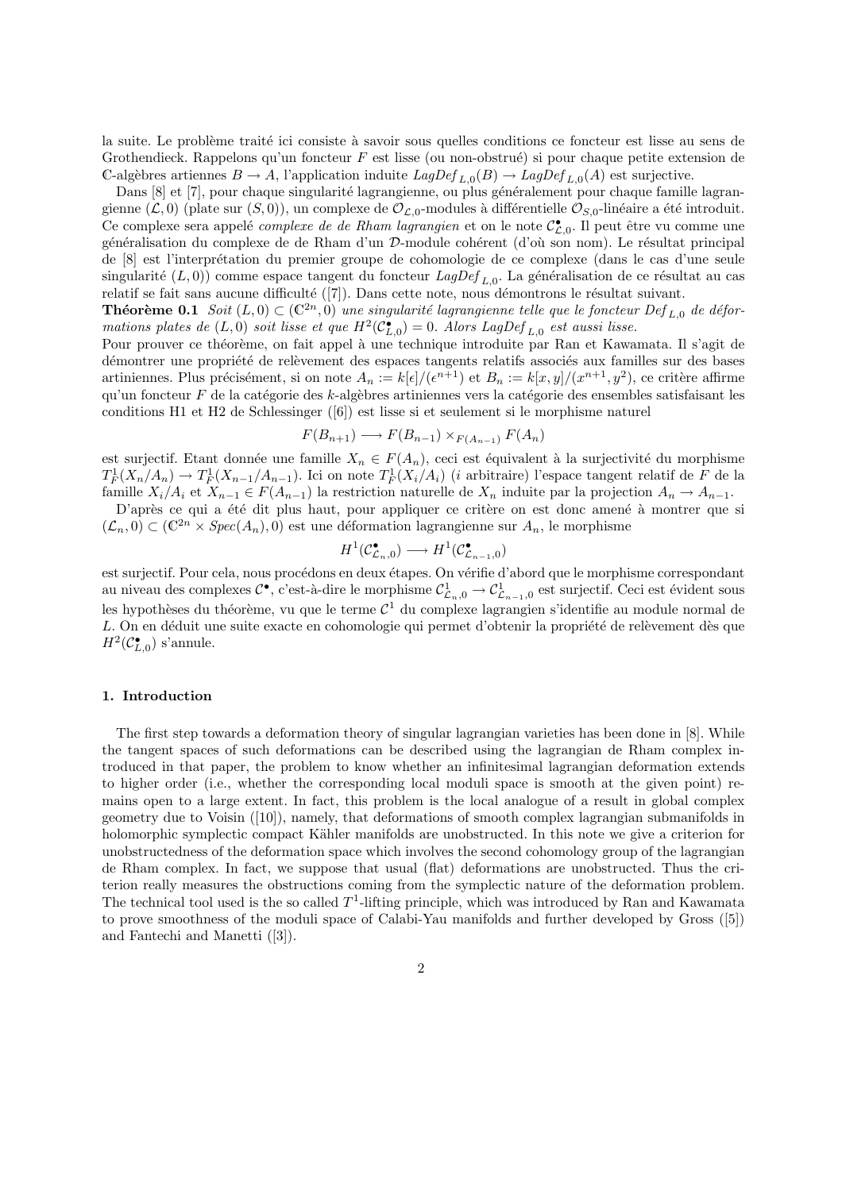la suite. Le problème traité ici consiste à savoir sous quelles conditions ce foncteur est lisse au sens de Grothendieck. Rappelons qu'un foncteur $F$ est lisse (ou non-obstrué) si pour chaque petite extension de $\mathbb{C}$-algèbres artiennes $B \to A$, l'application induite $LagDef_{L,0}(B) \to LagDef_{L,0}(A)$ est surjective.

Dans [8] et [7], pour chaque singularité lagrangienne, ou plus généralement pour chaque famille lagrangienne $(\mathcal{L}, 0)$ (plate sur $(S, 0)$), un complexe de $\mathcal{O}_{\mathcal{L},0}$-modules à différentielle $\mathcal{O}_{S,0}$-linéaire a été introduit. Ce complexe sera appelé *complexe de de Rham lagrangien* et on le note $\mathcal{C}^\bullet_{\mathcal{L},0}$. Il peut être vu comme une généralisation du complexe de de Rham d'un $\mathcal{D}$-module cohérent (d'où son nom). Le résultat principal de [8] est l'interprétation du premier groupe de cohomologie de ce complexe (dans le cas d'une seule singularité $(L, 0)$) comme espace tangent du foncteur $LagDef_{L,0}$. La généralisation de ce résultat au cas relatif se fait sans aucune difficulté ([7]). Dans cette note, nous démontrons le résultat suivant.

**Théorème 0.1** *Soit $(L, 0) \subset (\mathbb{C}^{2n}, 0)$ une singularité lagrangienne telle que le foncteur $Def_{L,0}$ de déformations plates de $(L, 0)$ soit lisse et que $H^2(\mathcal{C}^\bullet_{L,0}) = 0$. Alors $LagDef_{L,0}$ est aussi lisse.*

Pour prouver ce théorème, on fait appel à une technique introduite par Ran et Kawamata. Il s'agit de démontrer une propriété de relèvement des espaces tangents relatifs associés aux familles sur des bases artiniennes. Plus précisément, si on note $A_n := k[\epsilon]/(\epsilon^{n+1})$ et $B_n := k[x, y]/(x^{n+1}, y^2)$, ce critère affirme qu'un foncteur $F$ de la catégorie des $k$-algèbres artiniennes vers la catégorie des ensembles satisfaisant les conditions H1 et H2 de Schlessinger ([6]) est lisse si et seulement si le morphisme naturel

$$F(B_{n+1}) \longrightarrow F(B_{n-1}) \times_{F(A_{n-1})} F(A_n)$$

est surjectif. Etant donnée une famille $X_n \in F(A_n)$, ceci est équivalent à la surjectivité du morphisme $T^1_F(X_n/A_n) \to T^1_F(X_{n-1}/A_{n-1})$. Ici on note $T^1_F(X_i/A_i)$ ($i$ arbitraire) l'espace tangent relatif de $F$ de la famille $X_i/A_i$ et $X_{n-1} \in F(A_{n-1})$ la restriction naturelle de $X_n$ induite par la projection $A_n \to A_{n-1}$.

D'après ce qui a été dit plus haut, pour appliquer ce critère on est donc amené à montrer que si $(\mathcal{L}_n, 0) \subset (\mathbb{C}^{2n} \times Spec(A_n), 0)$ est une déformation lagrangienne sur $A_n$, le morphisme

$$H^1(\mathcal{C}^\bullet_{\mathcal{L}_n,0}) \longrightarrow H^1(\mathcal{C}^\bullet_{\mathcal{L}_{n-1},0})$$

est surjectif. Pour cela, nous procédons en deux étapes. On vérifie d'abord que le morphisme correspondant au niveau des complexes $\mathcal{C}^\bullet$, c'est-à-dire le morphisme $\mathcal{C}^1_{\mathcal{L}_n,0} \to \mathcal{C}^1_{\mathcal{L}_{n-1},0}$ est surjectif. Ceci est évident sous les hypothèses du théorème, vu que le terme $\mathcal{C}^1$ du complexe lagrangien s'identifie au module normal de $L$. On en déduit une suite exacte en cohomologie qui permet d'obtenir la propriété de relèvement dès que $H^2(\mathcal{C}^\bullet_{L,0})$ s'annule.

## 1. Introduction

The first step towards a deformation theory of singular lagrangian varieties has been done in [8]. While the tangent spaces of such deformations can be described using the lagrangian de Rham complex introduced in that paper, the problem to know whether an infinitesimal lagrangian deformation extends to higher order (i.e., whether the corresponding local moduli space is smooth at the given point) remains open to a large extent. In fact, this problem is the local analogue of a result in global complex geometry due to Voisin ([10]), namely, that deformations of smooth complex lagrangian submanifolds in holomorphic symplectic compact Kähler manifolds are unobstructed. In this note we give a criterion for unobstructedness of the deformation space which involves the second cohomology group of the lagrangian de Rham complex. In fact, we suppose that usual (flat) deformations are unobstructed. Thus the criterion really measures the obstructions coming from the symplectic nature of the deformation problem. The technical tool used is the so called $T^1$-lifting principle, which was introduced by Ran and Kawamata to prove smoothness of the moduli space of Calabi-Yau manifolds and further developed by Gross ([5]) and Fantechi and Manetti ([3]).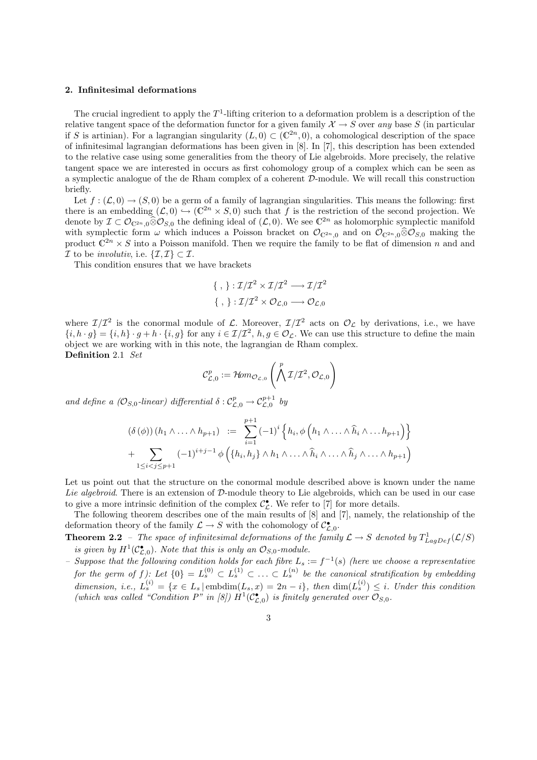## 2. Infinitesimal deformations

The crucial ingredient to apply the $T^1$-lifting criterion to a deformation problem is a description of the relative tangent space of the deformation functor for a given family $\mathcal{X} \to S$ over *any* base $S$ (in particular if $S$ is artinian). For a lagrangian singularity $(L, 0) \subset (\mathbb{C}^{2n}, 0)$, a cohomological description of the space of infinitesimal lagrangian deformations has been given in [8]. In [7], this description has been extended to the relative case using some generalities from the theory of Lie algebroids. More precisely, the relative tangent space we are interested in occurs as first cohomology group of a complex which can be seen as a symplectic analogue of the de Rham complex of a coherent $\mathcal{D}$-module. We will recall this construction briefly.

Let $f : (\mathcal{L}, 0) \to (S, 0)$ be a germ of a family of lagrangian singularities. This means the following: first there is an embedding $(\mathcal{L}, 0) \hookrightarrow (\mathbb{C}^{2n} \times S, 0)$ such that $f$ is the restriction of the second projection. We denote by $\mathcal{I} \subset \mathcal{O}_{\mathbb{C}^{2n},0}\widehat{\otimes}\mathcal{O}_{S,0}$ the defining ideal of $(\mathcal{L}, 0)$. We see $\mathbb{C}^{2n}$ as holomorphic symplectic manifold with symplectic form $\omega$ which induces a Poisson bracket on $\mathcal{O}_{\mathbb{C}^{2n},0}$ and on $\mathcal{O}_{\mathbb{C}^{2n},0}\widehat{\otimes}\mathcal{O}_{S,0}$ making the product $\mathbb{C}^{2n} \times S$ into a Poisson manifold. Then we require the family to be flat of dimension $n$ and and $\mathcal{I}$ to be *involutiv*, i.e. $\{\mathcal{I}, \mathcal{I}\} \subset \mathcal{I}$.

This condition ensures that we have brackets

$$
\begin{aligned}
\{\ ,\ \} &: \mathcal{I}/\mathcal{I}^2 \times \mathcal{I}/\mathcal{I}^2 \longrightarrow \mathcal{I}/\mathcal{I}^2 \\
\{\ ,\ \} &: \mathcal{I}/\mathcal{I}^2 \times \mathcal{O}_{\mathcal{L},0} \longrightarrow \mathcal{O}_{\mathcal{L},0}
\end{aligned}
$$

where $\mathcal{I}/\mathcal{I}^2$ is the conormal module of $\mathcal{L}$. Moreover, $\mathcal{I}/\mathcal{I}^2$ acts on $\mathcal{O}_\mathcal{L}$ by derivations, i.e., we have $\{i, h \cdot g\} = \{i, h\} \cdot g + h \cdot \{i, g\}$ for any $i \in \mathcal{I}/\mathcal{I}^2$, $h, g \in \mathcal{O}_\mathcal{L}$. We can use this structure to define the main object we are working with in this note, the lagrangian de Rham complex.

**Definition** 2.1 *Set*

$$
\mathcal{C}^p_{\mathcal{L},0} := \mathcal{H}om_{\mathcal{O}_{\mathcal{L},0}}\left(\bigwedge^p \mathcal{I}/\mathcal{I}^2, \mathcal{O}_{\mathcal{L},0}\right)
$$

*and define a ($\mathcal{O}_{S,0}$-linear) differential $\delta : \mathcal{C}^p_{\mathcal{L},0} \to \mathcal{C}^{p+1}_{\mathcal{L},0}$ by*

$$
\begin{aligned}
\left(\delta\left(\phi\right)\right)\left(h_1 \wedge \ldots \wedge h_{p+1}\right) \ &:= \ \sum_{i=1}^{p+1} (-1)^i \left\{ h_i, \phi\left(h_1 \wedge \ldots \wedge \widehat{h}_i \wedge \ldots h_{p+1}\right)\right\} \\
+ \sum_{1 \le i < j \le p+1} &(-1)^{i+j-1} \phi\left(\{h_i, h_j\} \wedge h_1 \wedge \ldots \wedge \widehat{h}_i \wedge \ldots \wedge \widehat{h}_j \wedge \ldots \wedge h_{p+1}\right)
\end{aligned}
$$

Let us point out that the structure on the conormal module described above is known under the name *Lie algebroid*. There is an extension of $\mathcal{D}$-module theory to Lie algebroids, which can be used in our case to give a more intrinsic definition of the complex $\mathcal{C}^\bullet_\mathcal{L}$. We refer to [7] for more details.

The following theorem describes one of the main results of [8] and [7], namely, the relationship of the deformation theory of the family $\mathcal{L} \to S$ with the cohomology of $\mathcal{C}^\bullet_{\mathcal{L},0}$.

**Theorem 2.2** – *The space of infinitesimal deformations of the family $\mathcal{L} \to S$ denoted by $T^1_{LagDef}(\mathcal{L}/S)$ is given by $H^1(\mathcal{C}^\bullet_{\mathcal{L},0})$. Note that this is only an $\mathcal{O}_{S,0}$-module.*

– *Suppose that the following condition holds for each fibre $L_s := f^{-1}(s)$ (here we choose a representative for the germ of $f$): Let $\{0\} = L_s^{(0)} \subset L_s^{(1)} \subset \ldots \subset L_s^{(n)}$ be the canonical stratification by embedding dimension, i.e., $L_s^{(i)} = \{x \in L_s \,|\, \mathrm{embdim}(L_s, x) = 2n - i\}$, then $\dim(L_s^{(i)}) \le i$. Under this condition (which was called "Condition P" in [8]) $H^1(\mathcal{C}^\bullet_{\mathcal{L},0})$ is finitely generated over $\mathcal{O}_{S,0}$.*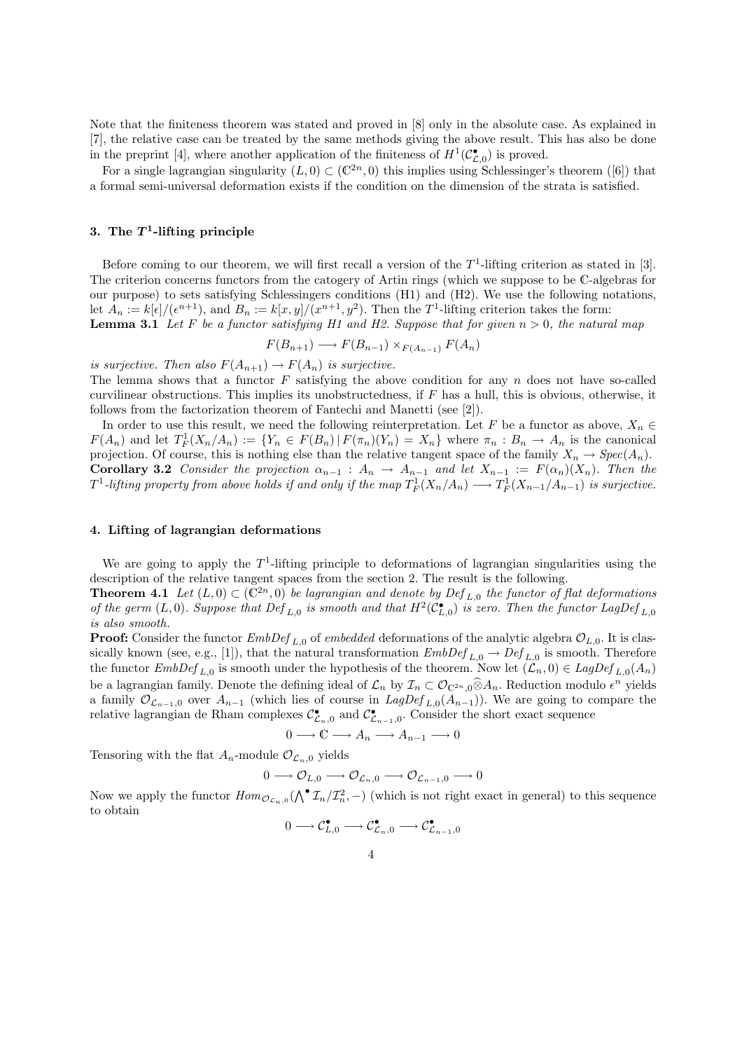Note that the finiteness theorem was stated and proved in [8] only in the absolute case. As explained in [7], the relative case can be treated by the same methods giving the above result. This has also be done in the preprint [4], where another application of the finiteness of $H^1(\mathcal{C}^\bullet_{\mathcal{L},0})$ is proved.

For a single lagrangian singularity $(L,0) \subset (\mathbb{C}^{2n},0)$ this implies using Schlessinger's theorem ([6]) that a formal semi-universal deformation exists if the condition on the dimension of the strata is satisfied.

## 3. The $T^1$-lifting principle

Before coming to our theorem, we will first recall a version of the $T^1$-lifting criterion as stated in [3]. The criterion concerns functors from the catogery of Artin rings (which we suppose to be $\mathbb{C}$-algebras for our purpose) to sets satisfying Schlessingers conditions (H1) and (H2). We use the following notations, let $A_n := k[\epsilon]/(\epsilon^{n+1})$, and $B_n := k[x,y]/(x^{n+1}, y^2)$. Then the $T^1$-lifting criterion takes the form:

**Lemma 3.1** *Let $F$ be a functor satisfying H1 and H2. Suppose that for given $n > 0$, the natural map*

$$F(B_{n+1}) \longrightarrow F(B_{n-1}) \times_{F(A_{n-1})} F(A_n)$$

*is surjective. Then also $F(A_{n+1}) \to F(A_n)$ is surjective.*

The lemma shows that a functor $F$ satisfying the above condition for any $n$ does not have so-called curvilinear obstructions. This implies its unobstructedness, if $F$ has a hull, this is obvious, otherwise, it follows from the factorization theorem of Fantechi and Manetti (see [2]).

In order to use this result, we need the following reinterpretation. Let $F$ be a functor as above, $X_n \in F(A_n)$ and let $T^1_F(X_n/A_n) := \{Y_n \in F(B_n) \,|\, F(\pi_n)(Y_n) = X_n\}$ where $\pi_n : B_n \to A_n$ is the canonical projection. Of course, this is nothing else than the relative tangent space of the family $X_n \to Spec(A_n)$.

**Corollary 3.2** *Consider the projection $\alpha_{n-1} : A_n \to A_{n-1}$ and let $X_{n-1} := F(\alpha_n)(X_n)$. Then the $T^1$-lifting property from above holds if and only if the map $T^1_F(X_n/A_n) \longrightarrow T^1_F(X_{n-1}/A_{n-1})$ is surjective.*

## 4. Lifting of lagrangian deformations

We are going to apply the $T^1$-lifting principle to deformations of lagrangian singularities using the description of the relative tangent spaces from the section 2. The result is the following.

**Theorem 4.1** *Let $(L,0) \subset (\mathbb{C}^{2n},0)$ be lagrangian and denote by $Def_{L,0}$ the functor of flat deformations of the germ $(L,0)$. Suppose that $Def_{L,0}$ is smooth and that $H^2(\mathcal{C}^\bullet_{L,0})$ is zero. Then the functor $LagDef_{L,0}$ is also smooth.*

**Proof:** Consider the functor $EmbDef_{L,0}$ of *embedded* deformations of the analytic algebra $\mathcal{O}_{L,0}$. It is classically known (see, e.g., [1]), that the natural transformation $EmbDef_{L,0} \to Def_{L,0}$ is smooth. Therefore the functor $EmbDef_{L,0}$ is smooth under the hypothesis of the theorem. Now let $(\mathcal{L}_n, 0) \in LagDef_{L,0}(A_n)$ be a lagrangian family. Denote the defining ideal of $\mathcal{L}_n$ by $\mathcal{I}_n \subset \mathcal{O}_{\mathbb{C}^{2n},0}\widehat{\otimes} A_n$. Reduction modulo $\epsilon^n$ yields a family $\mathcal{O}_{\mathcal{L}_{n-1},0}$ over $A_{n-1}$ (which lies of course in $LagDef_{L,0}(A_{n-1})$). We are going to compare the relative lagrangian de Rham complexes $\mathcal{C}^\bullet_{\mathcal{L}_n,0}$ and $\mathcal{C}^\bullet_{\mathcal{L}_{n-1},0}$. Consider the short exact sequence

$$0 \longrightarrow \mathbb{C} \longrightarrow A_n \longrightarrow A_{n-1} \longrightarrow 0$$

Tensoring with the flat $A_n$-module $\mathcal{O}_{\mathcal{L}_n,0}$ yields

$$0 \longrightarrow \mathcal{O}_{L,0} \longrightarrow \mathcal{O}_{\mathcal{L}_n,0} \longrightarrow \mathcal{O}_{\mathcal{L}_{n-1},0} \longrightarrow 0$$

Now we apply the functor $Hom_{\mathcal{O}_{\mathcal{L}_n,0}}(\bigwedge^\bullet \mathcal{I}_n/\mathcal{I}_n^2, -)$ (which is not right exact in general) to this sequence to obtain

$$0 \longrightarrow \mathcal{C}^\bullet_{L,0} \longrightarrow \mathcal{C}^\bullet_{\mathcal{L}_n,0} \longrightarrow \mathcal{C}^\bullet_{\mathcal{L}_{n-1},0}$$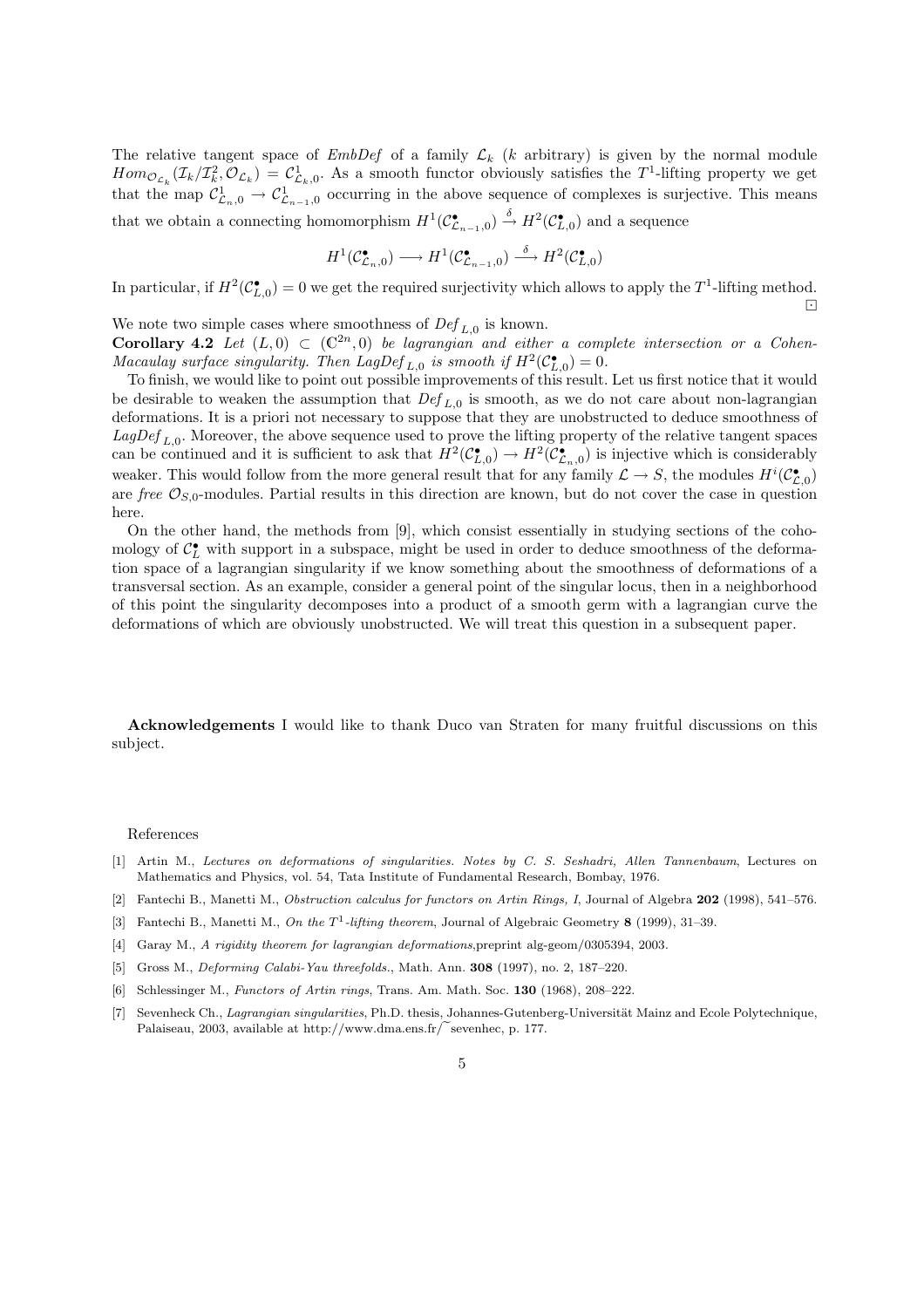The relative tangent space of *EmbDef* of a family $\mathcal{L}_k$ ($k$ arbitrary) is given by the normal module $Hom_{\mathcal{O}_{\mathcal{L}_k}}(\mathcal{I}_k/\mathcal{I}_k^2, \mathcal{O}_{\mathcal{L}_k}) = \mathcal{C}^1_{\mathcal{L}_k,0}$. As a smooth functor obviously satisfies the $T^1$-lifting property we get that the map $\mathcal{C}^1_{\mathcal{L}_n,0} \to \mathcal{C}^1_{\mathcal{L}_{n-1},0}$ occurring in the above sequence of complexes is surjective. This means that we obtain a connecting homomorphism $H^1(\mathcal{C}^\bullet_{\mathcal{L}_{n-1},0}) \xrightarrow{\delta} H^2(\mathcal{C}^\bullet_{L,0})$ and a sequence

$$H^1(\mathcal{C}^\bullet_{\mathcal{L}_n,0}) \longrightarrow H^1(\mathcal{C}^\bullet_{\mathcal{L}_{n-1},0}) \xrightarrow{\delta} H^2(\mathcal{C}^\bullet_{L,0})$$

In particular, if $H^2(\mathcal{C}^\bullet_{L,0}) = 0$ we get the required surjectivity which allows to apply the $T^1$-lifting method. ⊡

We note two simple cases where smoothness of $Def_{L,0}$ is known.

**Corollary 4.2** *Let $(L,0) \subset (\mathbb{C}^{2n}, 0)$ be lagrangian and either a complete intersection or a Cohen-Macaulay surface singularity. Then $LagDef_{L,0}$ is smooth if $H^2(\mathcal{C}^\bullet_{L,0}) = 0$.*

To finish, we would like to point out possible improvements of this result. Let us first notice that it would be desirable to weaken the assumption that $Def_{L,0}$ is smooth, as we do not care about non-lagrangian deformations. It is a priori not necessary to suppose that they are unobstructed to deduce smoothness of $LagDef_{L,0}$. Moreover, the above sequence used to prove the lifting property of the relative tangent spaces can be continued and it is sufficient to ask that $H^2(\mathcal{C}^\bullet_{L,0}) \to H^2(\mathcal{C}^\bullet_{\mathcal{L}_n,0})$ is injective which is considerably weaker. This would follow from the more general result that for any family $\mathcal{L} \to S$, the modules $H^i(\mathcal{C}^\bullet_{\mathcal{L},0})$ are *free* $\mathcal{O}_{S,0}$-modules. Partial results in this direction are known, but do not cover the case in question here.

On the other hand, the methods from [9], which consist essentially in studying sections of the cohomology of $\mathcal{C}^\bullet_L$ with support in a subspace, might be used in order to deduce smoothness of the deformation space of a lagrangian singularity if we know something about the smoothness of deformations of a transversal section. As an example, consider a general point of the singular locus, then in a neighborhood of this point the singularity decomposes into a product of a smooth germ with a lagrangian curve the deformations of which are obviously unobstructed. We will treat this question in a subsequent paper.

**Acknowledgements** I would like to thank Duco van Straten for many fruitful discussions on this subject.

References

[1] Artin M., *Lectures on deformations of singularities. Notes by C. S. Seshadri, Allen Tannenbaum*, Lectures on Mathematics and Physics, vol. 54, Tata Institute of Fundamental Research, Bombay, 1976.

[2] Fantechi B., Manetti M., *Obstruction calculus for functors on Artin Rings, I*, Journal of Algebra **202** (1998), 541–576.

[3] Fantechi B., Manetti M., *On the $T^1$-lifting theorem*, Journal of Algebraic Geometry **8** (1999), 31–39.

[4] Garay M., *A rigidity theorem for lagrangian deformations*,preprint alg-geom/0305394, 2003.

[5] Gross M., *Deforming Calabi-Yau threefolds.*, Math. Ann. **308** (1997), no. 2, 187–220.

[6] Schlessinger M., *Functors of Artin rings*, Trans. Am. Math. Soc. **130** (1968), 208–222.

[7] Sevenheck Ch., *Lagrangian singularities*, Ph.D. thesis, Johannes-Gutenberg-Universität Mainz and Ecole Polytechnique, Palaiseau, 2003, available at http://www.dma.ens.fr/~sevenhec, p. 177.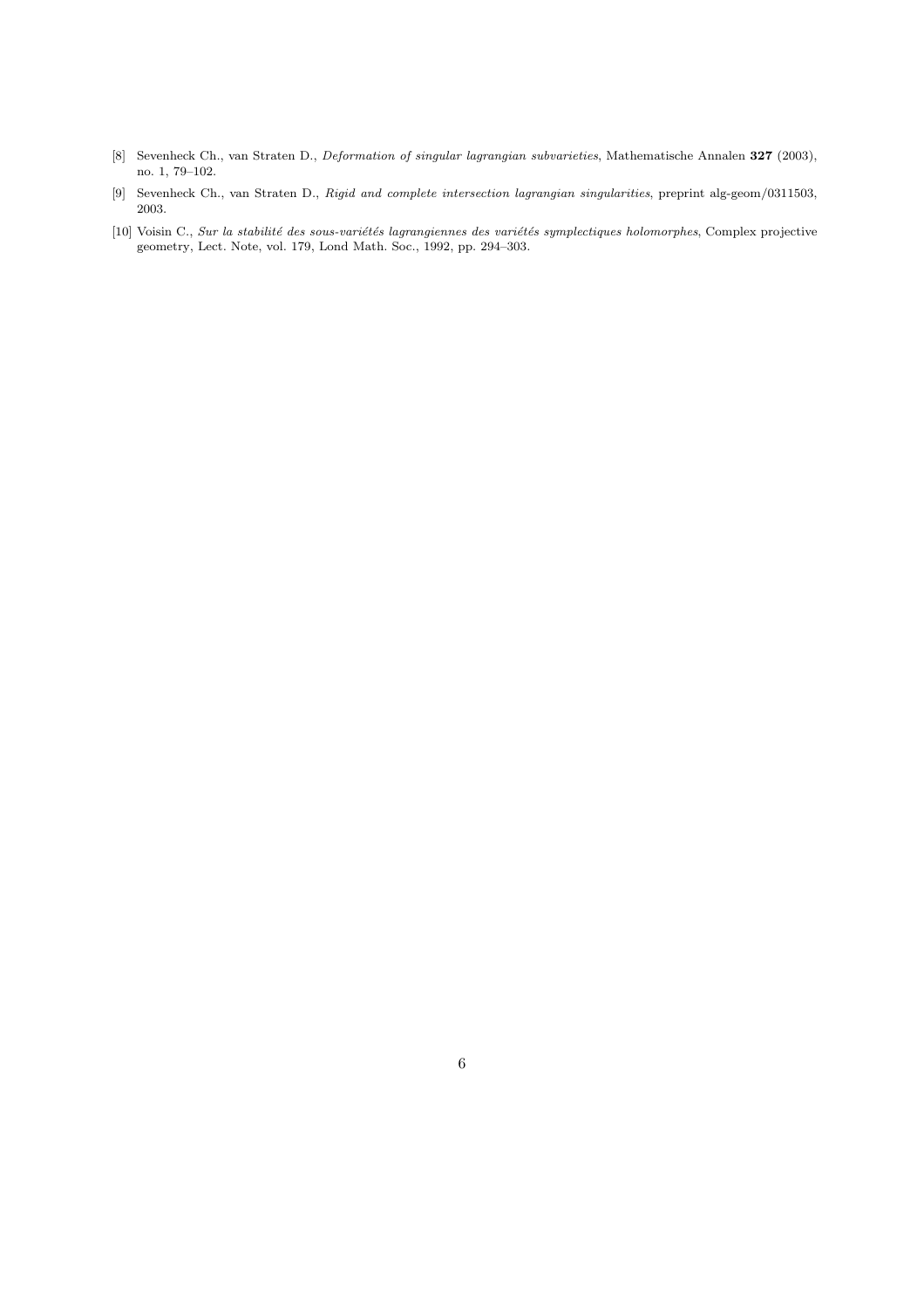[8] Sevenheck Ch., van Straten D., *Deformation of singular lagrangian subvarieties*, Mathematische Annalen **327** (2003), no. 1, 79–102.

[9] Sevenheck Ch., van Straten D., *Rigid and complete intersection lagrangian singularities*, preprint alg-geom/0311503, 2003.

[10] Voisin C., *Sur la stabilité des sous-variétés lagrangiennes des variétés symplectiques holomorphes*, Complex projective geometry, Lect. Note, vol. 179, Lond Math. Soc., 1992, pp. 294–303.